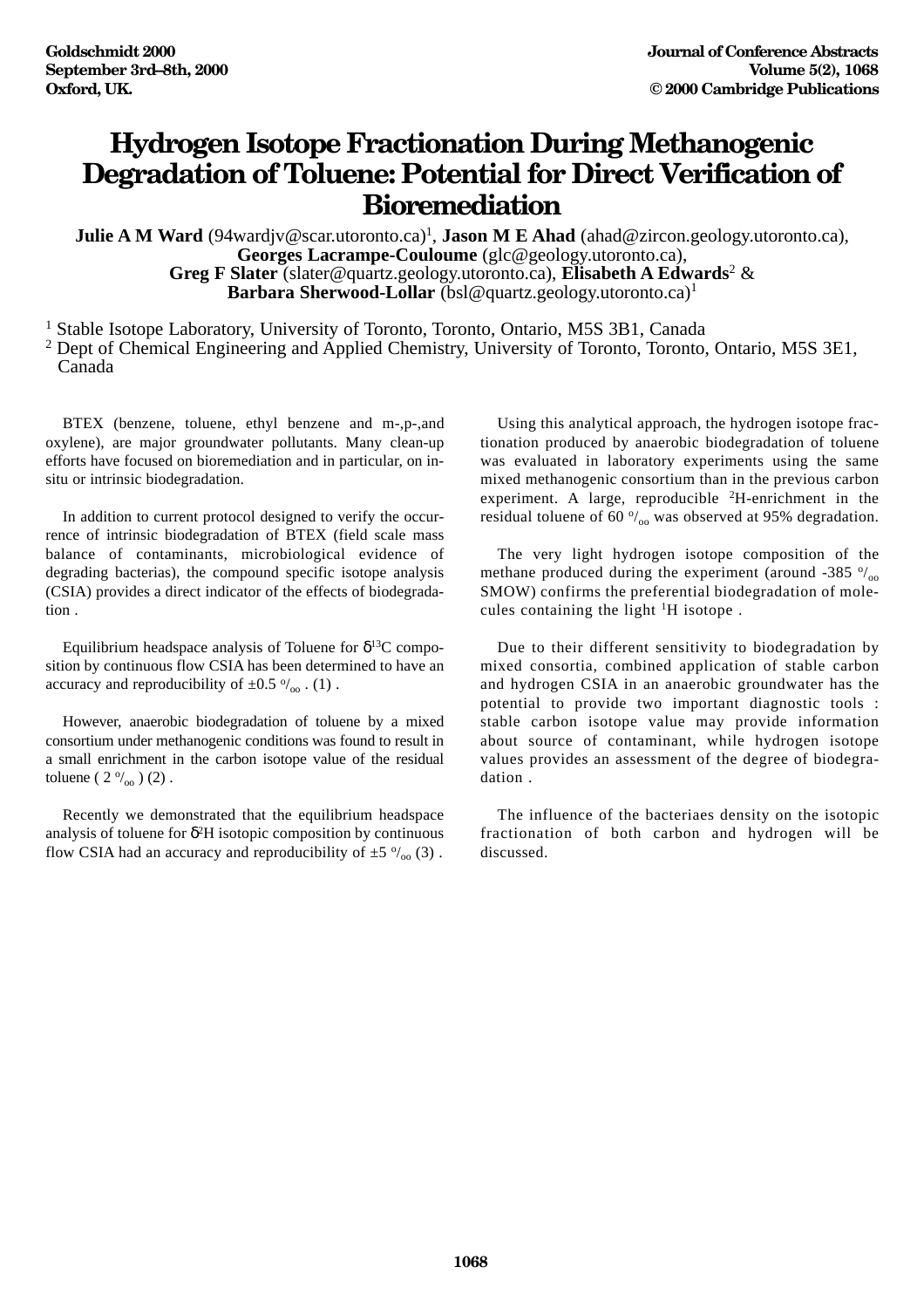# Hydrogen Isotope Fractionation During Methanogenic Degradation of Toluene: Potential for Direct Verification of Bioremediation

**Julie A M Ward** (94wardjv@scar.utoronto.ca)[1], **Jason M E Ahad** (ahad@zircon.geology.utoronto.ca), **Georges Lacrampe-Couloume** (glc@geology.utoronto.ca), **Greg F Slater** (slater@quartz.geology.utoronto.ca), **Elisabeth A Edwards**[2] & **Barbara Sherwood-Lollar** (bsl@quartz.geology.utoronto.ca)[1]

[1] Stable Isotope Laboratory, University of Toronto, Toronto, Ontario, M5S 3B1, Canada

[2] Dept of Chemical Engineering and Applied Chemistry, University of Toronto, Toronto, Ontario, M5S 3E1, Canada

BTEX (benzene, toluene, ethyl benzene and m-,p-,and oxylene), are major groundwater pollutants. Many clean-up efforts have focused on bioremediation and in particular, on in-situ or intrinsic biodegradation.

In addition to current protocol designed to verify the occurrence of intrinsic biodegradation of BTEX (field scale mass balance of contaminants, microbiological evidence of degrading bacterias), the compound specific isotope analysis (CSIA) provides a direct indicator of the effects of biodegradation .

Equilibrium headspace analysis of Toluene for $\delta^{13}C$ composition by continuous flow CSIA has been determined to have an accuracy and reproducibility of $\pm 0.5$ ‰ . (1) .

However, anaerobic biodegradation of toluene by a mixed consortium under methanogenic conditions was found to result in a small enrichment in the carbon isotope value of the residual toluene ( 2 ‰ ) (2) .

Recently we demonstrated that the equilibrium headspace analysis of toluene for $\delta^{2}H$ isotopic composition by continuous flow CSIA had an accuracy and reproducibility of $\pm 5$ ‰ (3) .

Using this analytical approach, the hydrogen isotope fractionation produced by anaerobic biodegradation of toluene was evaluated in laboratory experiments using the same mixed methanogenic consortium than in the previous carbon experiment. A large, reproducible $^{2}H$-enrichment in the residual toluene of 60 ‰ was observed at 95% degradation.

The very light hydrogen isotope composition of the methane produced during the experiment (around -385 ‰ SMOW) confirms the preferential biodegradation of molecules containing the light $^{1}H$ isotope .

Due to their different sensitivity to biodegradation by mixed consortia, combined application of stable carbon and hydrogen CSIA in an anaerobic groundwater has the potential to provide two important diagnostic tools : stable carbon isotope value may provide information about source of contaminant, while hydrogen isotope values provides an assessment of the degree of biodegradation .

The influence of the bacteriaes density on the isotopic fractionation of both carbon and hydrogen will be discussed.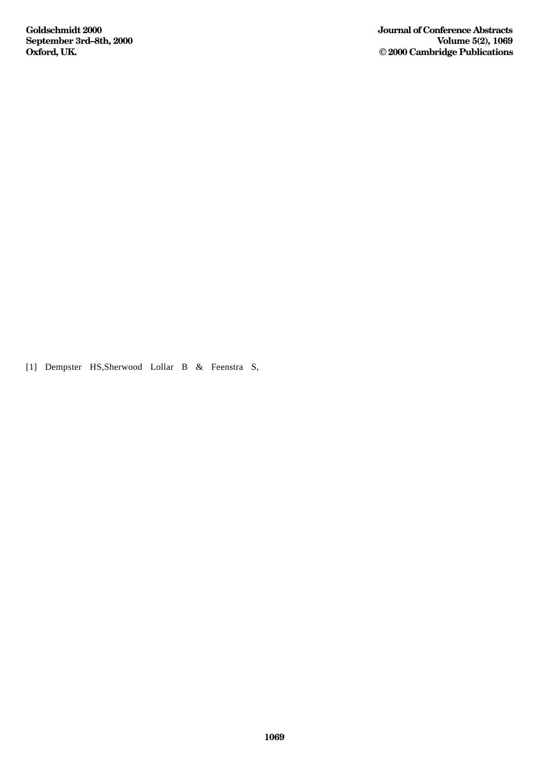[1] Dempster HS,Sherwood Lollar B & Feenstra S,